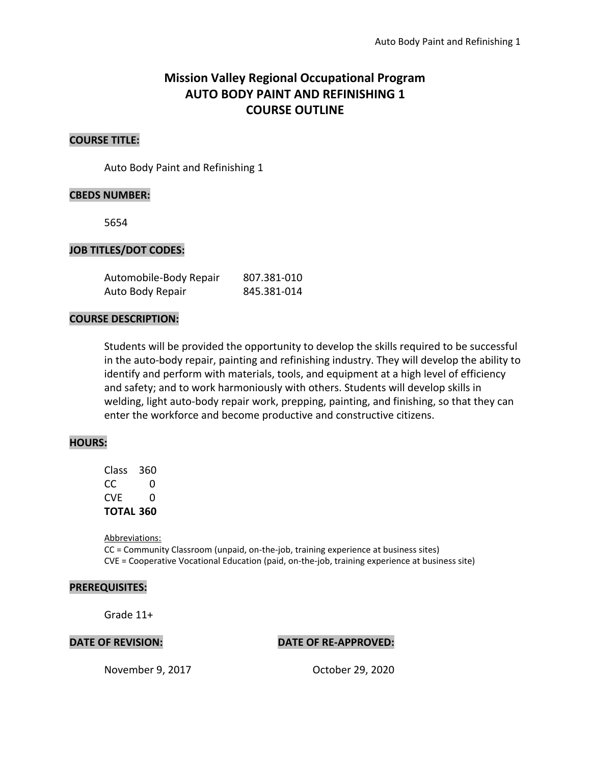# Mission Valley Regional Occupational Program
# AUTO BODY PAINT AND REFINISHING 1
# COURSE OUTLINE

## COURSE TITLE:

Auto Body Paint and Refinishing 1

## CBEDS NUMBER:

5654

## JOB TITLES/DOT CODES:

| | |
|---|---|
| Automobile-Body Repair | 807.381-010 |
| Auto Body Repair | 845.381-014 |

## COURSE DESCRIPTION:

Students will be provided the opportunity to develop the skills required to be successful in the auto-body repair, painting and refinishing industry. They will develop the ability to identify and perform with materials, tools, and equipment at a high level of efficiency and safety; and to work harmoniously with others. Students will develop skills in welding, light auto-body repair work, prepping, painting, and finishing, so that they can enter the workforce and become productive and constructive citizens.

## HOURS:

| | |
|---|---|
| Class | 360 |
| CC | 0 |
| CVE | 0 |
| **TOTAL** | **360** |

Abbreviations:
CC = Community Classroom (unpaid, on-the-job, training experience at business sites)
CVE = Cooperative Vocational Education (paid, on-the-job, training experience at business site)

## PREREQUISITES:

Grade 11+

## DATE OF REVISION:

November 9, 2017

## DATE OF RE-APPROVED:

October 29, 2020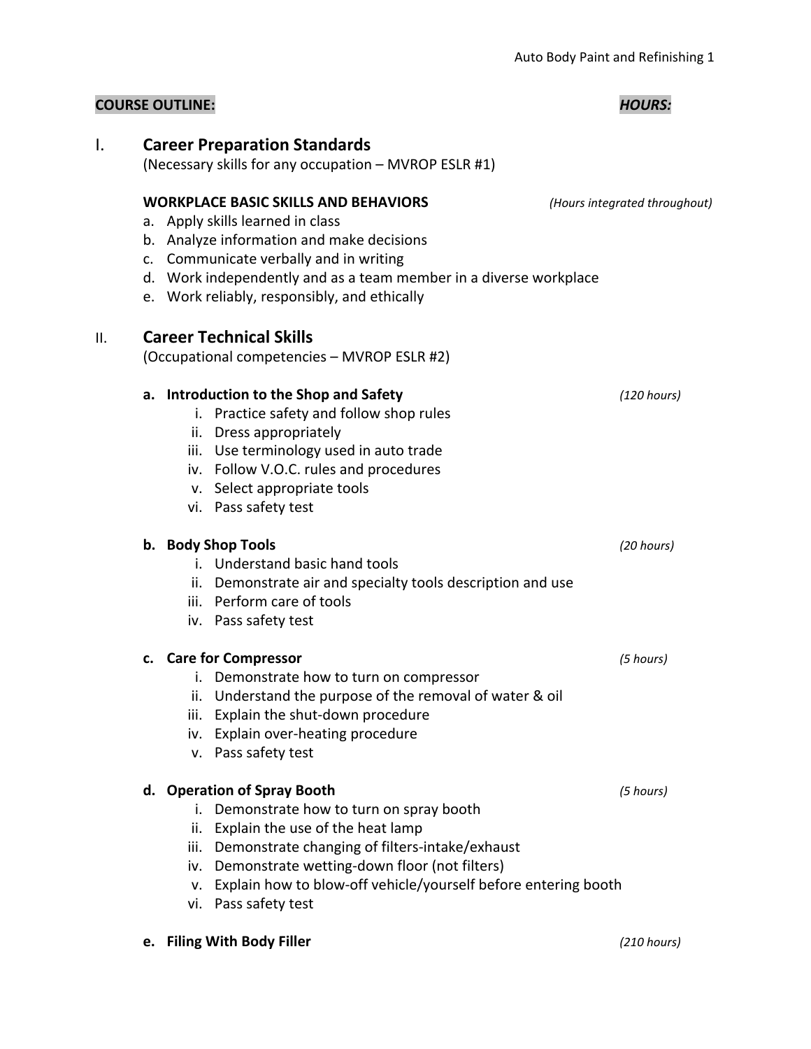**COURSE OUTLINE:** ***HOURS:***

## I. Career Preparation Standards

(Necessary skills for any occupation – MVROP ESLR #1)

**WORKPLACE BASIC SKILLS AND BEHAVIORS** *(Hours integrated throughout)*

a. Apply skills learned in class
b. Analyze information and make decisions
c. Communicate verbally and in writing
d. Work independently and as a team member in a diverse workplace
e. Work reliably, responsibly, and ethically

## II. Career Technical Skills

(Occupational competencies – MVROP ESLR #2)

**a. Introduction to the Shop and Safety** *(120 hours)*

i. Practice safety and follow shop rules
ii. Dress appropriately
iii. Use terminology used in auto trade
iv. Follow V.O.C. rules and procedures
v. Select appropriate tools
vi. Pass safety test

**b. Body Shop Tools** *(20 hours)*

i. Understand basic hand tools
ii. Demonstrate air and specialty tools description and use
iii. Perform care of tools
iv. Pass safety test

**c. Care for Compressor** *(5 hours)*

i. Demonstrate how to turn on compressor
ii. Understand the purpose of the removal of water & oil
iii. Explain the shut-down procedure
iv. Explain over-heating procedure
v. Pass safety test

**d. Operation of Spray Booth** *(5 hours)*

i. Demonstrate how to turn on spray booth
ii. Explain the use of the heat lamp
iii. Demonstrate changing of filters-intake/exhaust
iv. Demonstrate wetting-down floor (not filters)
v. Explain how to blow-off vehicle/yourself before entering booth
vi. Pass safety test

**e. Filing With Body Filler** *(210 hours)*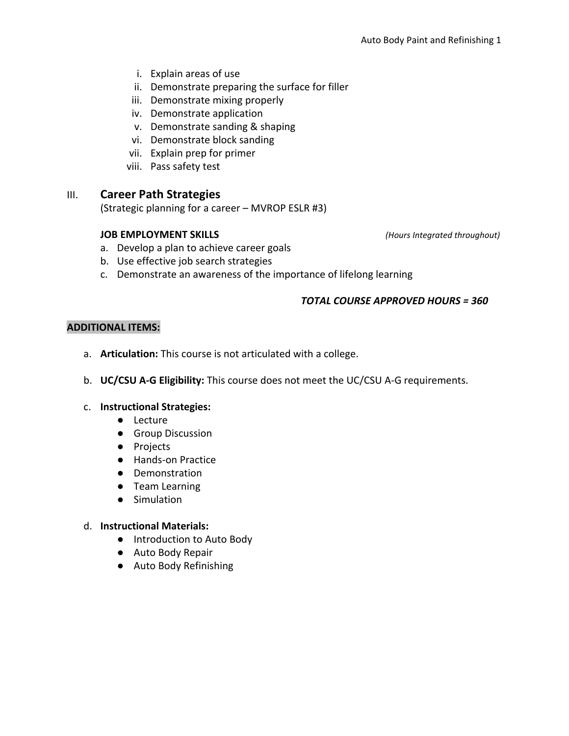i. Explain areas of use
ii. Demonstrate preparing the surface for filler
iii. Demonstrate mixing properly
iv. Demonstrate application
v. Demonstrate sanding & shaping
vi. Demonstrate block sanding
vii. Explain prep for primer
viii. Pass safety test

## III. Career Path Strategies

(Strategic planning for a career – MVROP ESLR #3)

**JOB EMPLOYMENT SKILLS** *(Hours Integrated throughout)*

a. Develop a plan to achieve career goals
b. Use effective job search strategies
c. Demonstrate an awareness of the importance of lifelong learning

***TOTAL COURSE APPROVED HOURS = 360***

**ADDITIONAL ITEMS:**

a. **Articulation:** This course is not articulated with a college.

b. **UC/CSU A-G Eligibility:** This course does not meet the UC/CSU A-G requirements.

c. **Instructional Strategies:**
   - Lecture
   - Group Discussion
   - Projects
   - Hands-on Practice
   - Demonstration
   - Team Learning
   - Simulation

d. **Instructional Materials:**
   - Introduction to Auto Body
   - Auto Body Repair
   - Auto Body Refinishing